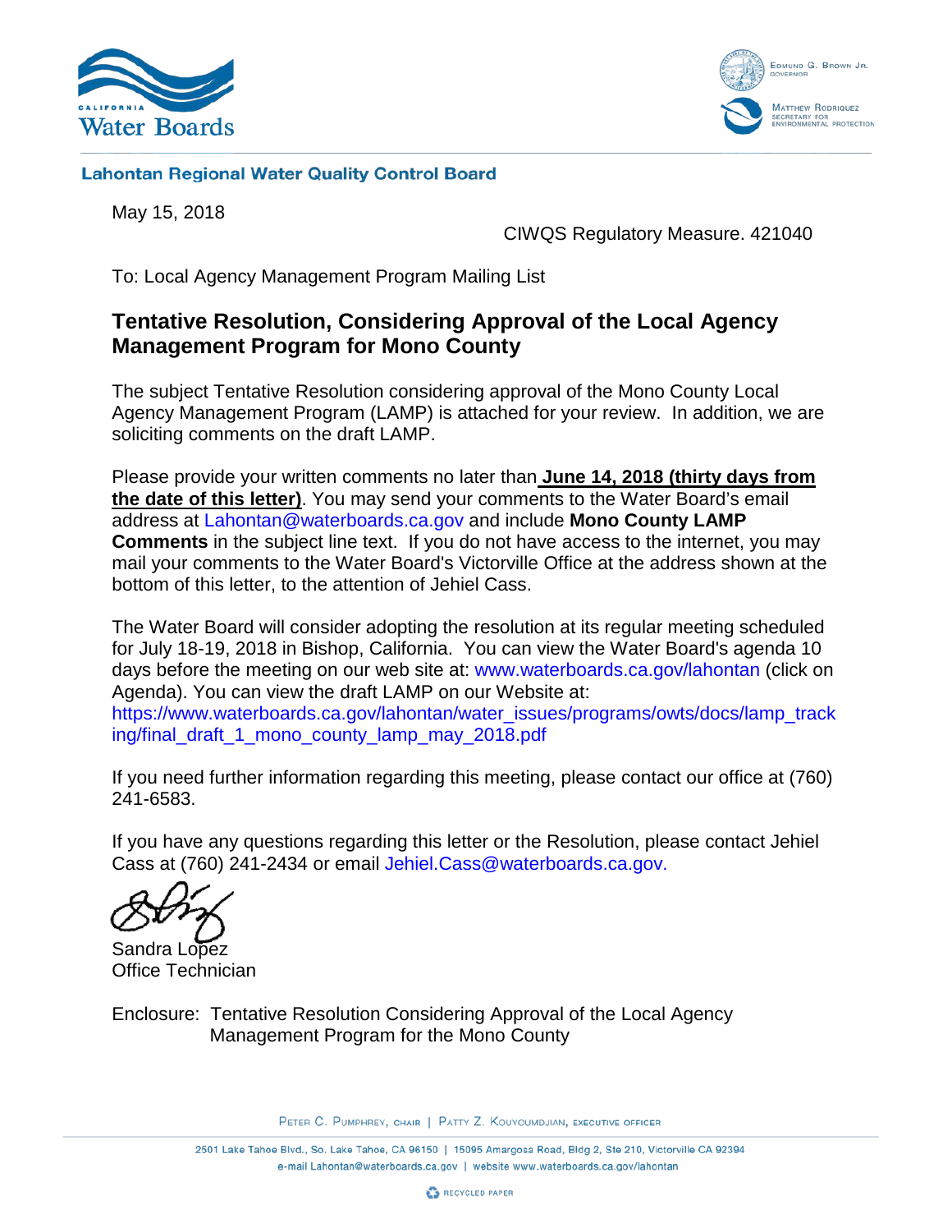California Water Boards

Edmund G. Brown Jr.
Governor

Matthew Rodriquez
Secretary for Environmental Protection

**Lahontan Regional Water Quality Control Board**

May 15, 2018

CIWQS Regulatory Measure. 421040

To: Local Agency Management Program Mailing List

## Tentative Resolution, Considering Approval of the Local Agency Management Program for Mono County

The subject Tentative Resolution considering approval of the Mono County Local Agency Management Program (LAMP) is attached for your review. In addition, we are soliciting comments on the draft LAMP.

Please provide your written comments no later than **June 14, 2018 (thirty days from the date of this letter)**. You may send your comments to the Water Board's email address at Lahontan@waterboards.ca.gov and include **Mono County LAMP Comments** in the subject line text. If you do not have access to the internet, you may mail your comments to the Water Board's Victorville Office at the address shown at the bottom of this letter, to the attention of Jehiel Cass.

The Water Board will consider adopting the resolution at its regular meeting scheduled for July 18-19, 2018 in Bishop, California. You can view the Water Board's agenda 10 days before the meeting on our web site at: www.waterboards.ca.gov/lahontan (click on Agenda). You can view the draft LAMP on our Website at: https://www.waterboards.ca.gov/lahontan/water_issues/programs/owts/docs/lamp_tracking/final_draft_1_mono_county_lamp_may_2018.pdf

If you need further information regarding this meeting, please contact our office at (760) 241-6583.

If you have any questions regarding this letter or the Resolution, please contact Jehiel Cass at (760) 241-2434 or email Jehiel.Cass@waterboards.ca.gov.

Sandra Lopez
Office Technician

Enclosure: Tentative Resolution Considering Approval of the Local Agency Management Program for the Mono County

Peter C. Pumphrey, chair | Patty Z. Kouyoumdjian, executive officer

2501 Lake Tahoe Blvd., So. Lake Tahoe, CA 96150 | 15095 Amargosa Road, Bldg 2, Ste 210, Victorville CA 92394
e-mail Lahontan@waterboards.ca.gov | website www.waterboards.ca.gov/lahontan

Recycled Paper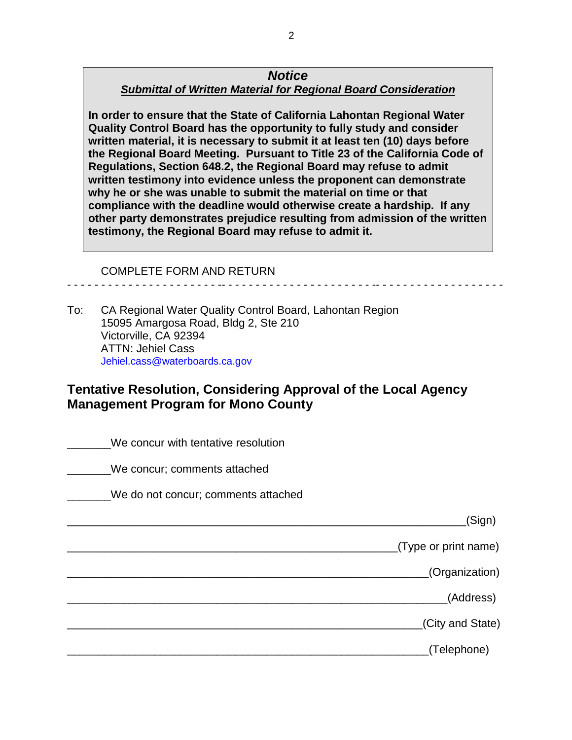***Notice***

***Submittal of Written Material for Regional Board Consideration***

**In order to ensure that the State of California Lahontan Regional Water Quality Control Board has the opportunity to fully study and consider written material, it is necessary to submit it at least ten (10) days before the Regional Board Meeting. Pursuant to Title 23 of the California Code of Regulations, Section 648.2, the Regional Board may refuse to admit written testimony into evidence unless the proponent can demonstrate why he or she was unable to submit the material on time or that compliance with the deadline would otherwise create a hardship. If any other party demonstrates prejudice resulting from admission of the written testimony, the Regional Board may refuse to admit it.**

COMPLETE FORM AND RETURN

- - - - - - - - - - - - - - - - - - - - - - - - - - - - - - - - - - - - - - - - - - - - - - - - - - - - - - - - - - - - -

To: CA Regional Water Quality Control Board, Lahontan Region
15095 Amargosa Road, Bldg 2, Ste 210
Victorville, CA 92394
ATTN: Jehiel Cass
Jehiel.cass@waterboards.ca.gov

## Tentative Resolution, Considering Approval of the Local Agency Management Program for Mono County

_______We concur with tentative resolution

_______We concur; comments attached

_______We do not concur; comments attached

_________________________________________________________(Sign)

_______________________________________________(Type or print name)

____________________________________________________(Organization)

_______________________________________________________(Address)

___________________________________________________(City and State)

____________________________________________________(Telephone)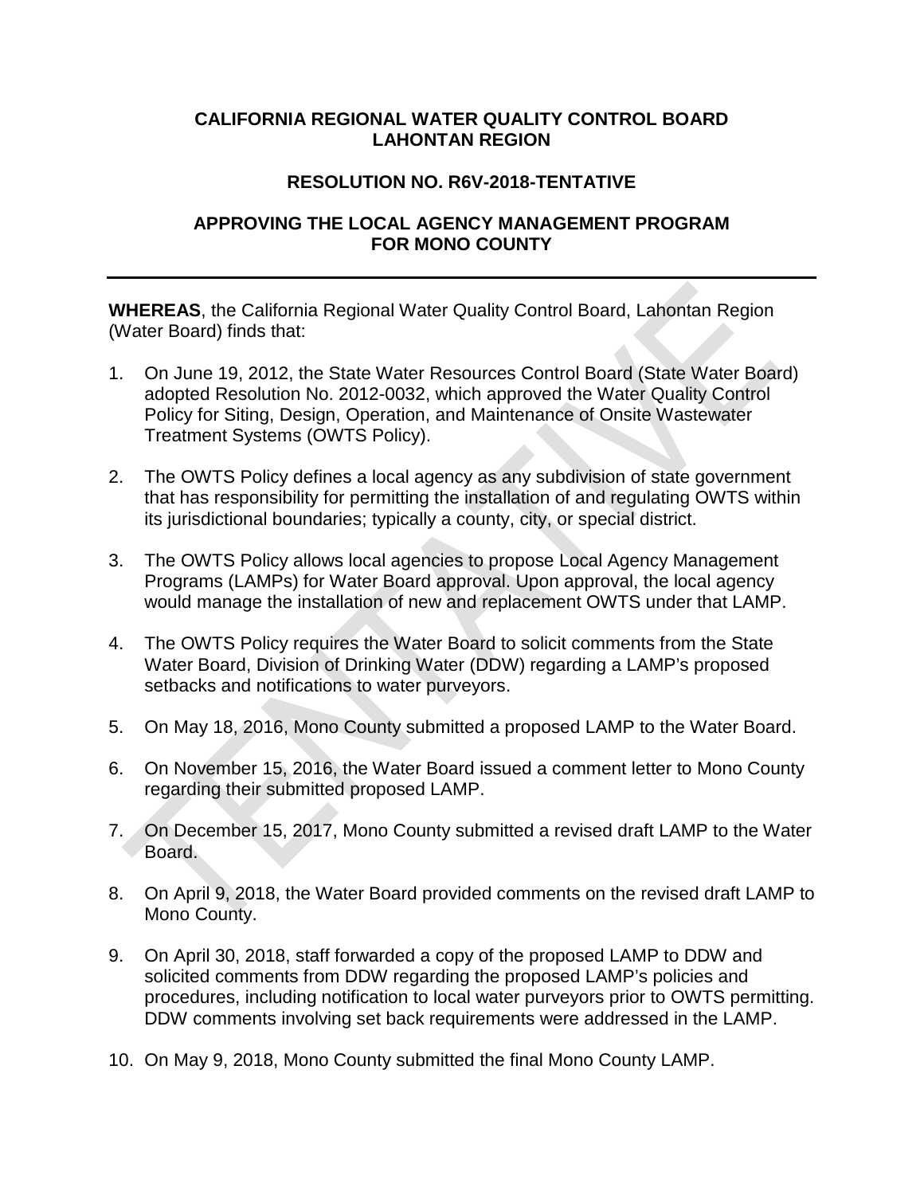**CALIFORNIA REGIONAL WATER QUALITY CONTROL BOARD**
**LAHONTAN REGION**

**RESOLUTION NO. R6V-2018-TENTATIVE**

**APPROVING THE LOCAL AGENCY MANAGEMENT PROGRAM FOR MONO COUNTY**

---

**WHEREAS**, the California Regional Water Quality Control Board, Lahontan Region (Water Board) finds that:

1. On June 19, 2012, the State Water Resources Control Board (State Water Board) adopted Resolution No. 2012-0032, which approved the Water Quality Control Policy for Siting, Design, Operation, and Maintenance of Onsite Wastewater Treatment Systems (OWTS Policy).

2. The OWTS Policy defines a local agency as any subdivision of state government that has responsibility for permitting the installation of and regulating OWTS within its jurisdictional boundaries; typically a county, city, or special district.

3. The OWTS Policy allows local agencies to propose Local Agency Management Programs (LAMPs) for Water Board approval. Upon approval, the local agency would manage the installation of new and replacement OWTS under that LAMP.

4. The OWTS Policy requires the Water Board to solicit comments from the State Water Board, Division of Drinking Water (DDW) regarding a LAMP's proposed setbacks and notifications to water purveyors.

5. On May 18, 2016, Mono County submitted a proposed LAMP to the Water Board.

6. On November 15, 2016, the Water Board issued a comment letter to Mono County regarding their submitted proposed LAMP.

7. On December 15, 2017, Mono County submitted a revised draft LAMP to the Water Board.

8. On April 9, 2018, the Water Board provided comments on the revised draft LAMP to Mono County.

9. On April 30, 2018, staff forwarded a copy of the proposed LAMP to DDW and solicited comments from DDW regarding the proposed LAMP's policies and procedures, including notification to local water purveyors prior to OWTS permitting. DDW comments involving set back requirements were addressed in the LAMP.

10. On May 9, 2018, Mono County submitted the final Mono County LAMP.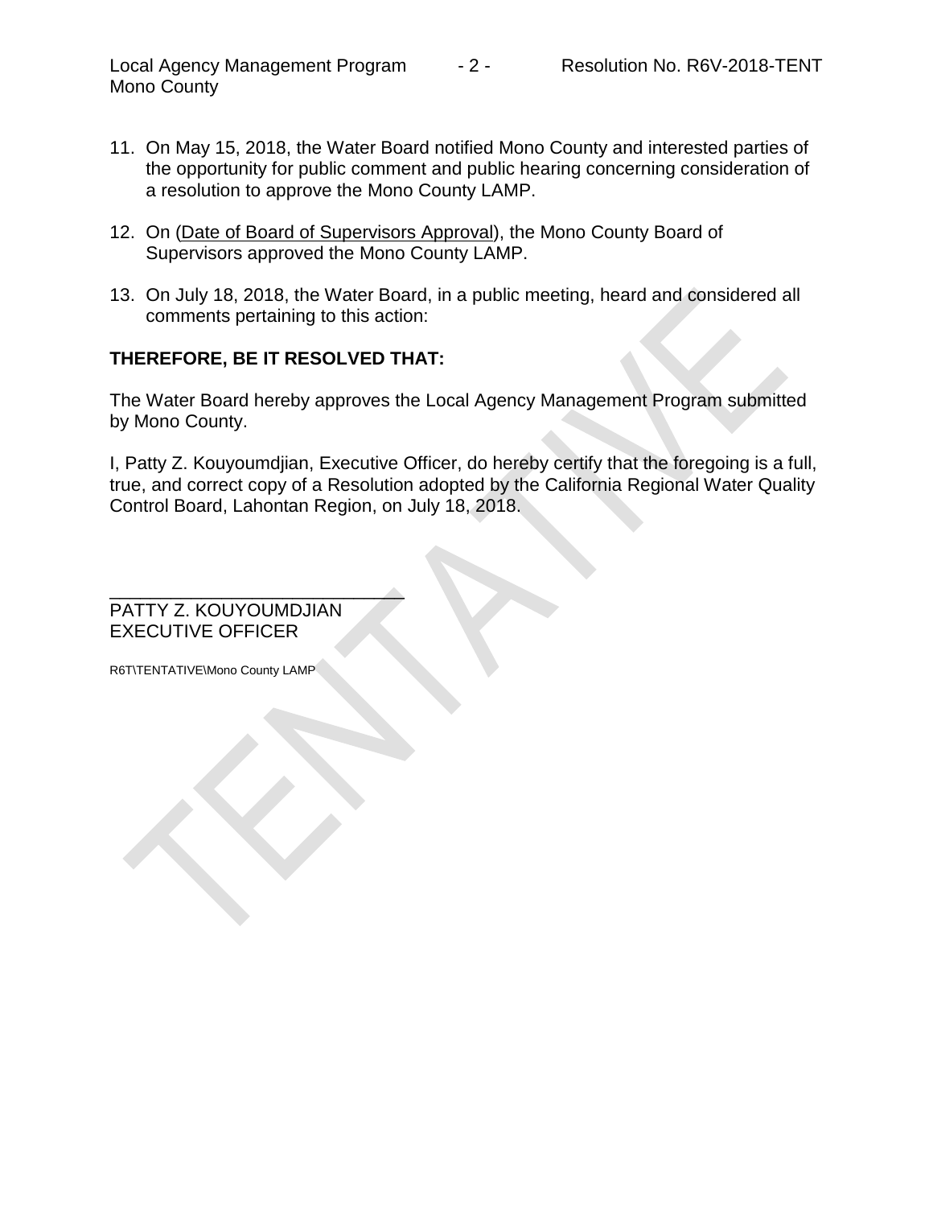11. On May 15, 2018, the Water Board notified Mono County and interested parties of the opportunity for public comment and public hearing concerning consideration of a resolution to approve the Mono County LAMP.

12. On (Date of Board of Supervisors Approval), the Mono County Board of Supervisors approved the Mono County LAMP.

13. On July 18, 2018, the Water Board, in a public meeting, heard and considered all comments pertaining to this action:

**THEREFORE, BE IT RESOLVED THAT:**

The Water Board hereby approves the Local Agency Management Program submitted by Mono County.

I, Patty Z. Kouyoumdjian, Executive Officer, do hereby certify that the foregoing is a full, true, and correct copy of a Resolution adopted by the California Regional Water Quality Control Board, Lahontan Region, on July 18, 2018.

\_\_\_\_\_\_\_\_\_\_\_\_\_\_\_\_\_\_\_\_\_\_\_\_\_\_\_\_\_\_

PATTY Z. KOUYOUMDJIAN
EXECUTIVE OFFICER

R6T\TENTATIVE\Mono County LAMP